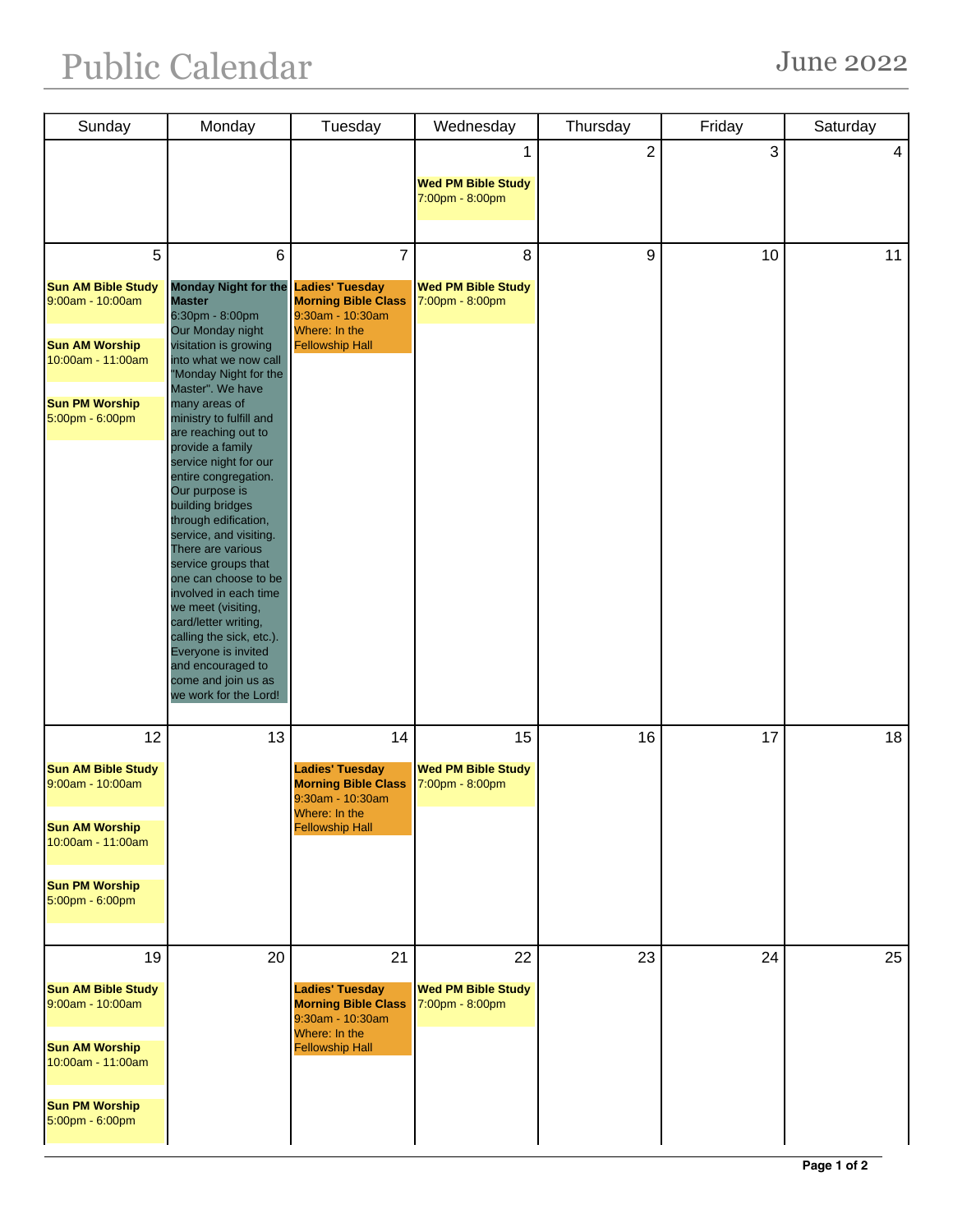# Public Calendar

June 2022

| Sunday | Monday | Tuesday | Wednesday | Thursday | Friday | Saturday |
|---|---|---|---|---|---|---|
| | | | 1<br><br>**Wed PM Bible Study**<br>7:00pm - 8:00pm | 2 | 3 | 4 |
| 5<br><br>**Sun AM Bible Study**<br>9:00am - 10:00am<br><br>**Sun AM Worship**<br>10:00am - 11:00am<br><br>**Sun PM Worship**<br>5:00pm - 6:00pm | 6<br><br>**Monday Night for the Master**<br>6:30pm - 8:00pm<br>Our Monday night visitation is growing into what we now call "Monday Night for the Master". We have many areas of ministry to fulfill and are reaching out to provide a family service night for our entire congregation. Our purpose is building bridges through edification, service, and visiting. There are various service groups that one can choose to be involved in each time we meet (visiting, card/letter writing, calling the sick, etc.). Everyone is invited and encouraged to come and join us as we work for the Lord! | 7<br><br>**Ladies' Tuesday Morning Bible Class**<br>9:30am - 10:30am<br>Where: In the Fellowship Hall | 8<br><br>**Wed PM Bible Study**<br>7:00pm - 8:00pm | 9 | 10 | 11 |
| 12<br><br>**Sun AM Bible Study**<br>9:00am - 10:00am<br><br>**Sun AM Worship**<br>10:00am - 11:00am<br><br>**Sun PM Worship**<br>5:00pm - 6:00pm | 13 | 14<br><br>**Ladies' Tuesday Morning Bible Class**<br>9:30am - 10:30am<br>Where: In the Fellowship Hall | 15<br><br>**Wed PM Bible Study**<br>7:00pm - 8:00pm | 16 | 17 | 18 |
| 19<br><br>**Sun AM Bible Study**<br>9:00am - 10:00am<br><br>**Sun AM Worship**<br>10:00am - 11:00am<br><br>**Sun PM Worship**<br>5:00pm - 6:00pm | 20 | 21<br><br>**Ladies' Tuesday Morning Bible Class**<br>9:30am - 10:30am<br>Where: In the Fellowship Hall | 22<br><br>**Wed PM Bible Study**<br>7:00pm - 8:00pm | 23 | 24 | 25 |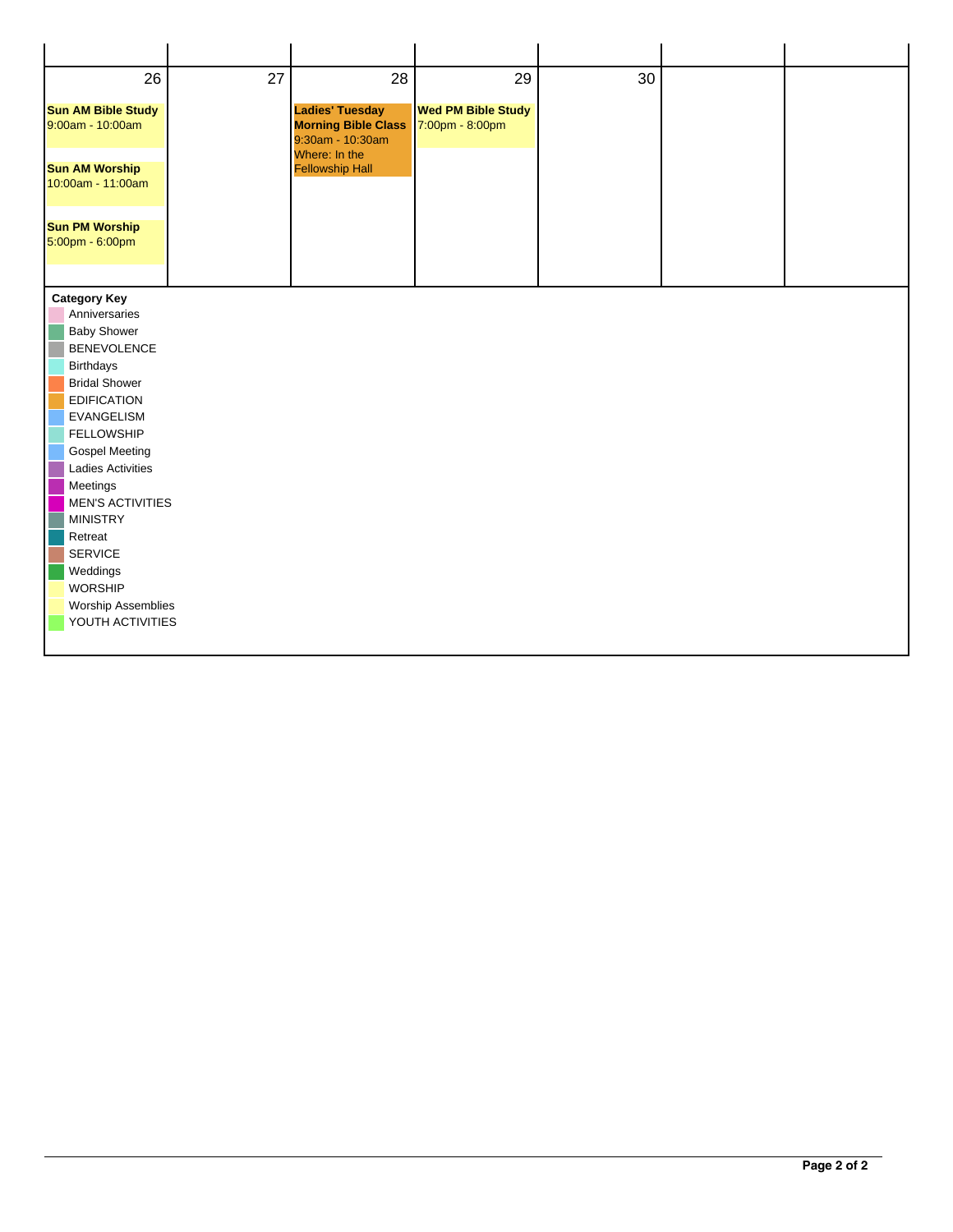| | | | | | | |
|---|---|---|---|---|---|---|
| 26<br><br>**Sun AM Bible Study**<br>9:00am - 10:00am<br><br>**Sun AM Worship**<br>10:00am - 11:00am<br><br>**Sun PM Worship**<br>5:00pm - 6:00pm | 27 | 28<br><br>**Ladies' Tuesday Morning Bible Class**<br>9:30am - 10:30am<br>Where: In the Fellowship Hall | 29<br><br>**Wed PM Bible Study**<br>7:00pm - 8:00pm | 30 | | |

**Category Key**

- Anniversaries
- Baby Shower
- BENEVOLENCE
- Birthdays
- Bridal Shower
- EDIFICATION
- EVANGELISM
- FELLOWSHIP
- Gospel Meeting
- Ladies Activities
- Meetings
- MEN'S ACTIVITIES
- MINISTRY
- Retreat
- SERVICE
- Weddings
- WORSHIP
- Worship Assemblies
- YOUTH ACTIVITIES